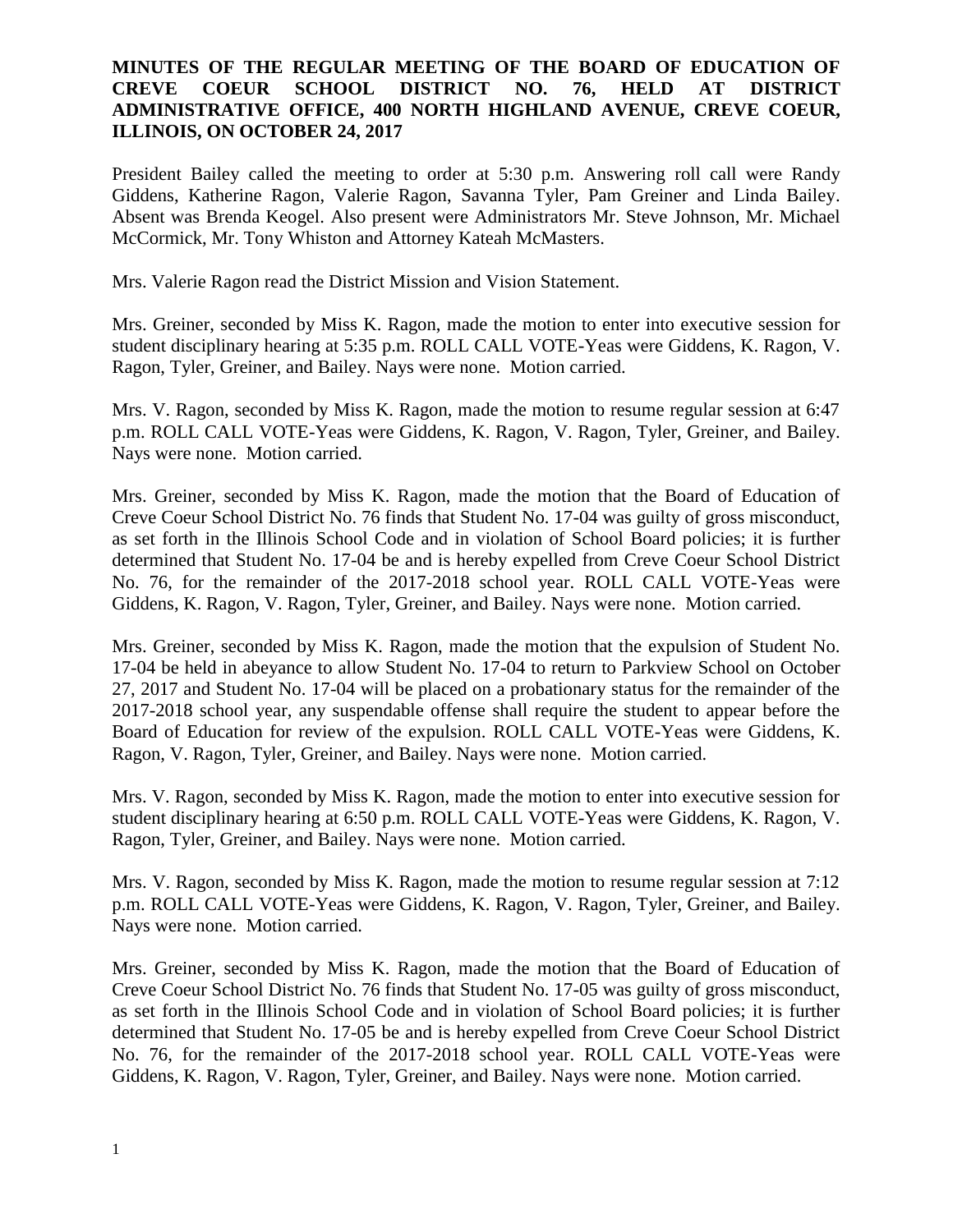**MINUTES OF THE REGULAR MEETING OF THE BOARD OF EDUCATION OF CREVE COEUR SCHOOL DISTRICT NO. 76, HELD AT DISTRICT ADMINISTRATIVE OFFICE, 400 NORTH HIGHLAND AVENUE, CREVE COEUR, ILLINOIS, ON OCTOBER 24, 2017**

President Bailey called the meeting to order at 5:30 p.m. Answering roll call were Randy Giddens, Katherine Ragon, Valerie Ragon, Savanna Tyler, Pam Greiner and Linda Bailey. Absent was Brenda Keogel. Also present were Administrators Mr. Steve Johnson, Mr. Michael McCormick, Mr. Tony Whiston and Attorney Kateah McMasters.

Mrs. Valerie Ragon read the District Mission and Vision Statement.

Mrs. Greiner, seconded by Miss K. Ragon, made the motion to enter into executive session for student disciplinary hearing at 5:35 p.m. ROLL CALL VOTE-Yeas were Giddens, K. Ragon, V. Ragon, Tyler, Greiner, and Bailey. Nays were none. Motion carried.

Mrs. V. Ragon, seconded by Miss K. Ragon, made the motion to resume regular session at 6:47 p.m. ROLL CALL VOTE-Yeas were Giddens, K. Ragon, V. Ragon, Tyler, Greiner, and Bailey. Nays were none. Motion carried.

Mrs. Greiner, seconded by Miss K. Ragon, made the motion that the Board of Education of Creve Coeur School District No. 76 finds that Student No. 17-04 was guilty of gross misconduct, as set forth in the Illinois School Code and in violation of School Board policies; it is further determined that Student No. 17-04 be and is hereby expelled from Creve Coeur School District No. 76, for the remainder of the 2017-2018 school year. ROLL CALL VOTE-Yeas were Giddens, K. Ragon, V. Ragon, Tyler, Greiner, and Bailey. Nays were none. Motion carried.

Mrs. Greiner, seconded by Miss K. Ragon, made the motion that the expulsion of Student No. 17-04 be held in abeyance to allow Student No. 17-04 to return to Parkview School on October 27, 2017 and Student No. 17-04 will be placed on a probationary status for the remainder of the 2017-2018 school year, any suspendable offense shall require the student to appear before the Board of Education for review of the expulsion. ROLL CALL VOTE-Yeas were Giddens, K. Ragon, V. Ragon, Tyler, Greiner, and Bailey. Nays were none. Motion carried.

Mrs. V. Ragon, seconded by Miss K. Ragon, made the motion to enter into executive session for student disciplinary hearing at 6:50 p.m. ROLL CALL VOTE-Yeas were Giddens, K. Ragon, V. Ragon, Tyler, Greiner, and Bailey. Nays were none. Motion carried.

Mrs. V. Ragon, seconded by Miss K. Ragon, made the motion to resume regular session at 7:12 p.m. ROLL CALL VOTE-Yeas were Giddens, K. Ragon, V. Ragon, Tyler, Greiner, and Bailey. Nays were none. Motion carried.

Mrs. Greiner, seconded by Miss K. Ragon, made the motion that the Board of Education of Creve Coeur School District No. 76 finds that Student No. 17-05 was guilty of gross misconduct, as set forth in the Illinois School Code and in violation of School Board policies; it is further determined that Student No. 17-05 be and is hereby expelled from Creve Coeur School District No. 76, for the remainder of the 2017-2018 school year. ROLL CALL VOTE-Yeas were Giddens, K. Ragon, V. Ragon, Tyler, Greiner, and Bailey. Nays were none. Motion carried.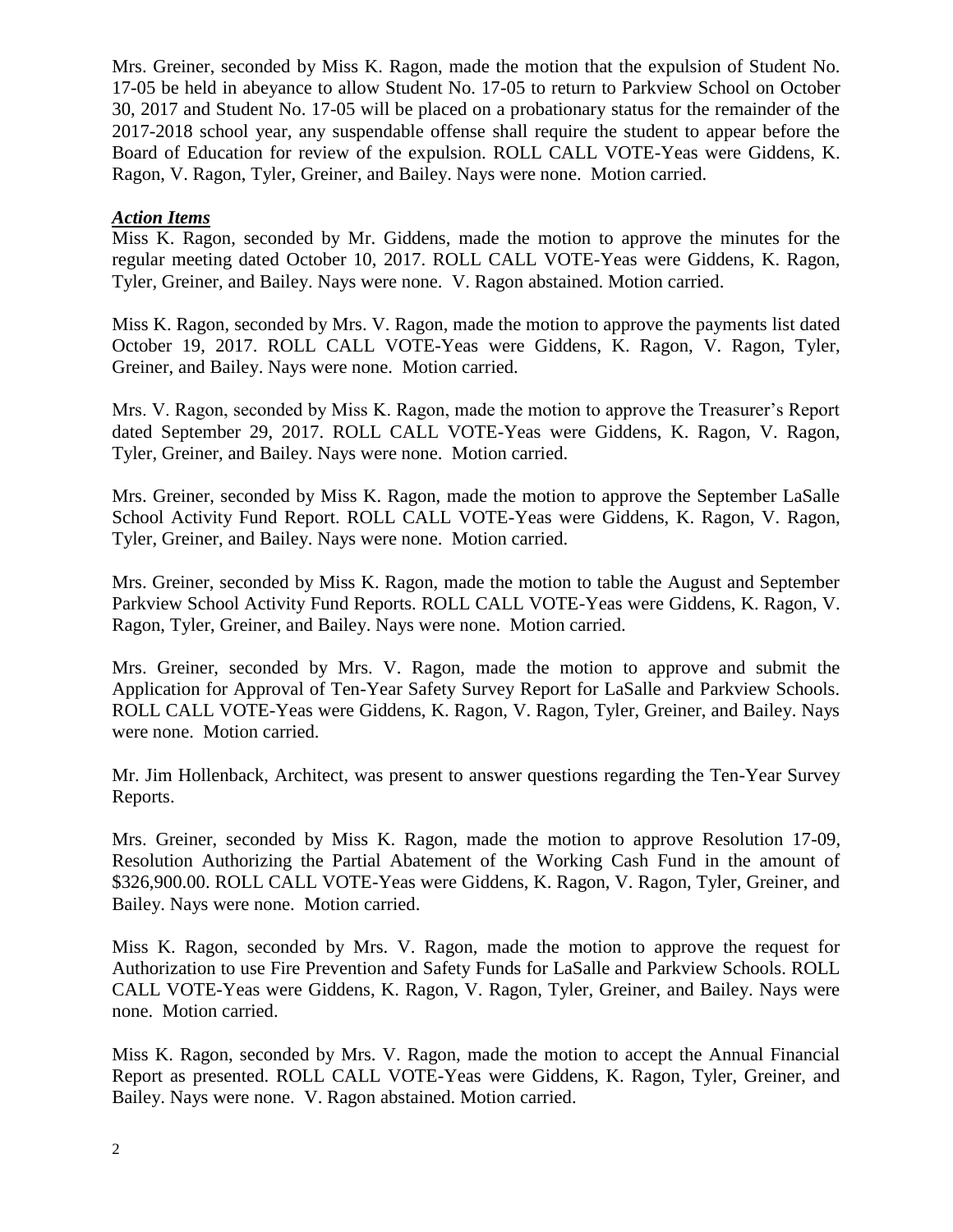Mrs. Greiner, seconded by Miss K. Ragon, made the motion that the expulsion of Student No. 17-05 be held in abeyance to allow Student No. 17-05 to return to Parkview School on October 30, 2017 and Student No. 17-05 will be placed on a probationary status for the remainder of the 2017-2018 school year, any suspendable offense shall require the student to appear before the Board of Education for review of the expulsion. ROLL CALL VOTE-Yeas were Giddens, K. Ragon, V. Ragon, Tyler, Greiner, and Bailey. Nays were none. Motion carried.

***Action Items***

Miss K. Ragon, seconded by Mr. Giddens, made the motion to approve the minutes for the regular meeting dated October 10, 2017. ROLL CALL VOTE-Yeas were Giddens, K. Ragon, Tyler, Greiner, and Bailey. Nays were none. V. Ragon abstained. Motion carried.

Miss K. Ragon, seconded by Mrs. V. Ragon, made the motion to approve the payments list dated October 19, 2017. ROLL CALL VOTE-Yeas were Giddens, K. Ragon, V. Ragon, Tyler, Greiner, and Bailey. Nays were none. Motion carried.

Mrs. V. Ragon, seconded by Miss K. Ragon, made the motion to approve the Treasurer's Report dated September 29, 2017. ROLL CALL VOTE-Yeas were Giddens, K. Ragon, V. Ragon, Tyler, Greiner, and Bailey. Nays were none. Motion carried.

Mrs. Greiner, seconded by Miss K. Ragon, made the motion to approve the September LaSalle School Activity Fund Report. ROLL CALL VOTE-Yeas were Giddens, K. Ragon, V. Ragon, Tyler, Greiner, and Bailey. Nays were none. Motion carried.

Mrs. Greiner, seconded by Miss K. Ragon, made the motion to table the August and September Parkview School Activity Fund Reports. ROLL CALL VOTE-Yeas were Giddens, K. Ragon, V. Ragon, Tyler, Greiner, and Bailey. Nays were none. Motion carried.

Mrs. Greiner, seconded by Mrs. V. Ragon, made the motion to approve and submit the Application for Approval of Ten-Year Safety Survey Report for LaSalle and Parkview Schools. ROLL CALL VOTE-Yeas were Giddens, K. Ragon, V. Ragon, Tyler, Greiner, and Bailey. Nays were none. Motion carried.

Mr. Jim Hollenback, Architect, was present to answer questions regarding the Ten-Year Survey Reports.

Mrs. Greiner, seconded by Miss K. Ragon, made the motion to approve Resolution 17-09, Resolution Authorizing the Partial Abatement of the Working Cash Fund in the amount of $326,900.00. ROLL CALL VOTE-Yeas were Giddens, K. Ragon, V. Ragon, Tyler, Greiner, and Bailey. Nays were none. Motion carried.

Miss K. Ragon, seconded by Mrs. V. Ragon, made the motion to approve the request for Authorization to use Fire Prevention and Safety Funds for LaSalle and Parkview Schools. ROLL CALL VOTE-Yeas were Giddens, K. Ragon, V. Ragon, Tyler, Greiner, and Bailey. Nays were none. Motion carried.

Miss K. Ragon, seconded by Mrs. V. Ragon, made the motion to accept the Annual Financial Report as presented. ROLL CALL VOTE-Yeas were Giddens, K. Ragon, Tyler, Greiner, and Bailey. Nays were none. V. Ragon abstained. Motion carried.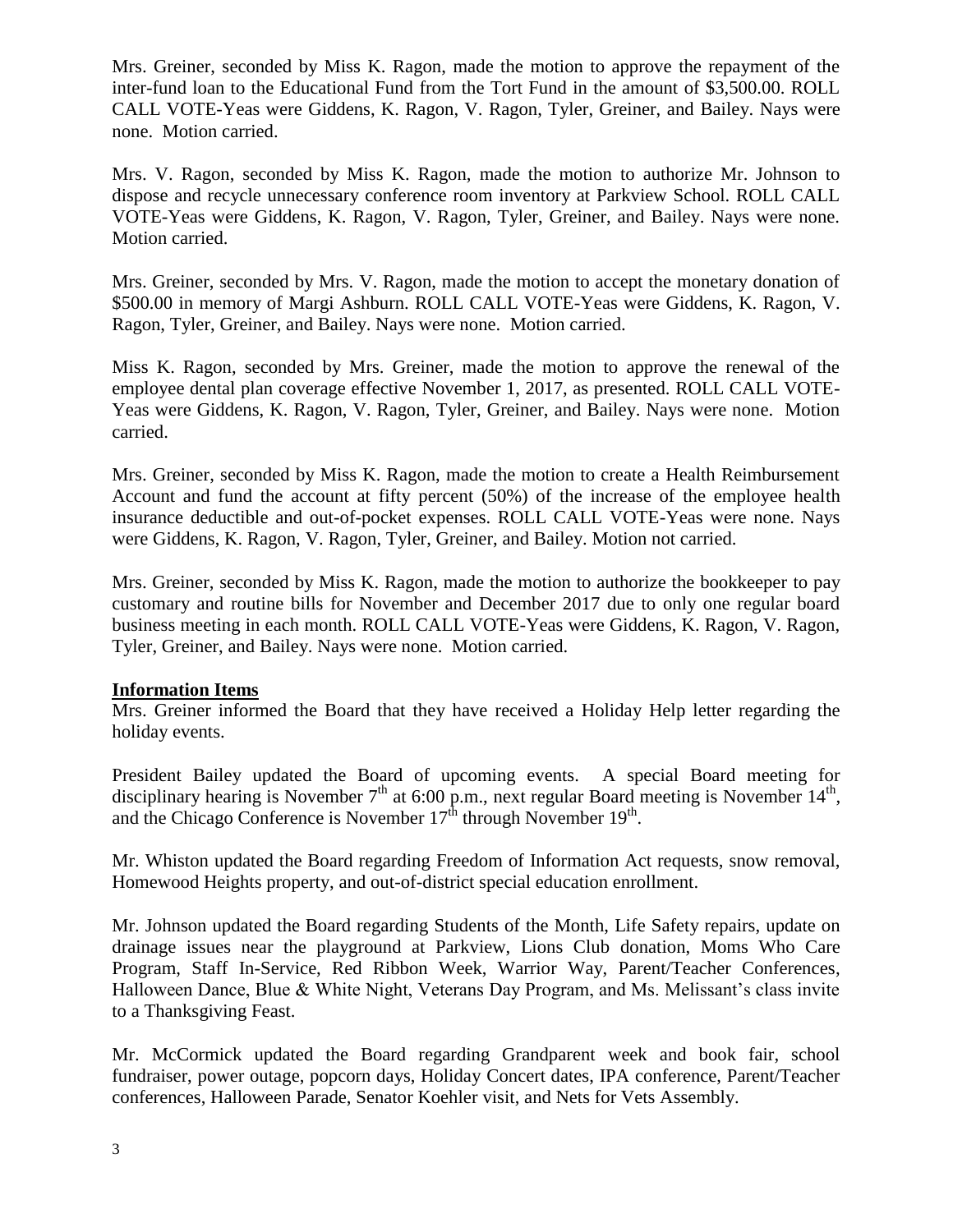Mrs. Greiner, seconded by Miss K. Ragon, made the motion to approve the repayment of the inter-fund loan to the Educational Fund from the Tort Fund in the amount of $3,500.00. ROLL CALL VOTE-Yeas were Giddens, K. Ragon, V. Ragon, Tyler, Greiner, and Bailey. Nays were none. Motion carried.

Mrs. V. Ragon, seconded by Miss K. Ragon, made the motion to authorize Mr. Johnson to dispose and recycle unnecessary conference room inventory at Parkview School. ROLL CALL VOTE-Yeas were Giddens, K. Ragon, V. Ragon, Tyler, Greiner, and Bailey. Nays were none. Motion carried.

Mrs. Greiner, seconded by Mrs. V. Ragon, made the motion to accept the monetary donation of $500.00 in memory of Margi Ashburn. ROLL CALL VOTE-Yeas were Giddens, K. Ragon, V. Ragon, Tyler, Greiner, and Bailey. Nays were none. Motion carried.

Miss K. Ragon, seconded by Mrs. Greiner, made the motion to approve the renewal of the employee dental plan coverage effective November 1, 2017, as presented. ROLL CALL VOTE-Yeas were Giddens, K. Ragon, V. Ragon, Tyler, Greiner, and Bailey. Nays were none. Motion carried.

Mrs. Greiner, seconded by Miss K. Ragon, made the motion to create a Health Reimbursement Account and fund the account at fifty percent (50%) of the increase of the employee health insurance deductible and out-of-pocket expenses. ROLL CALL VOTE-Yeas were none. Nays were Giddens, K. Ragon, V. Ragon, Tyler, Greiner, and Bailey. Motion not carried.

Mrs. Greiner, seconded by Miss K. Ragon, made the motion to authorize the bookkeeper to pay customary and routine bills for November and December 2017 due to only one regular board business meeting in each month. ROLL CALL VOTE-Yeas were Giddens, K. Ragon, V. Ragon, Tyler, Greiner, and Bailey. Nays were none. Motion carried.

**Information Items**

Mrs. Greiner informed the Board that they have received a Holiday Help letter regarding the holiday events.

President Bailey updated the Board of upcoming events. A special Board meeting for disciplinary hearing is November 7th at 6:00 p.m., next regular Board meeting is November 14th, and the Chicago Conference is November 17th through November 19th.

Mr. Whiston updated the Board regarding Freedom of Information Act requests, snow removal, Homewood Heights property, and out-of-district special education enrollment.

Mr. Johnson updated the Board regarding Students of the Month, Life Safety repairs, update on drainage issues near the playground at Parkview, Lions Club donation, Moms Who Care Program, Staff In-Service, Red Ribbon Week, Warrior Way, Parent/Teacher Conferences, Halloween Dance, Blue & White Night, Veterans Day Program, and Ms. Melissant's class invite to a Thanksgiving Feast.

Mr. McCormick updated the Board regarding Grandparent week and book fair, school fundraiser, power outage, popcorn days, Holiday Concert dates, IPA conference, Parent/Teacher conferences, Halloween Parade, Senator Koehler visit, and Nets for Vets Assembly.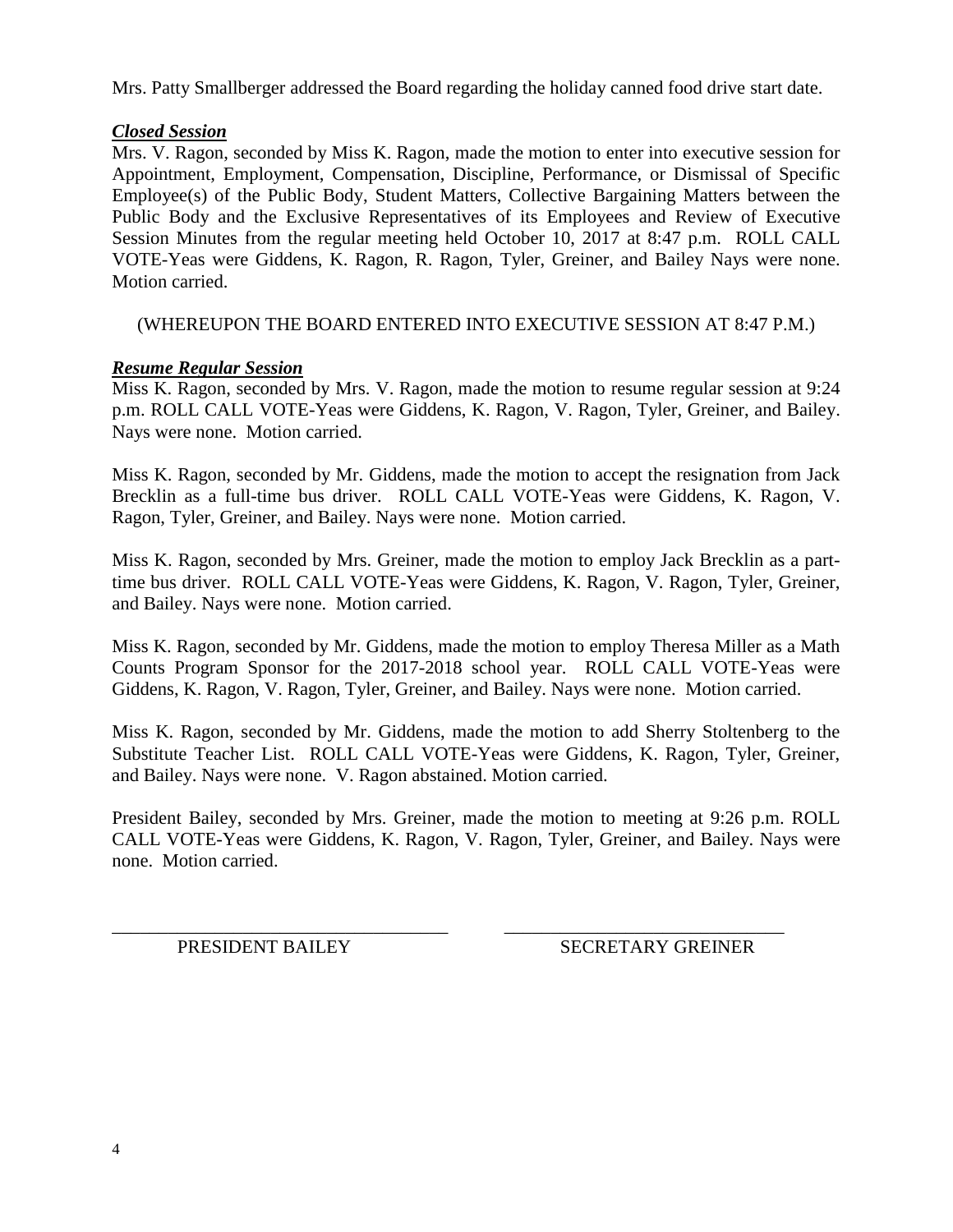Mrs. Patty Smallberger addressed the Board regarding the holiday canned food drive start date.

***Closed Session***

Mrs. V. Ragon, seconded by Miss K. Ragon, made the motion to enter into executive session for Appointment, Employment, Compensation, Discipline, Performance, or Dismissal of Specific Employee(s) of the Public Body, Student Matters, Collective Bargaining Matters between the Public Body and the Exclusive Representatives of its Employees and Review of Executive Session Minutes from the regular meeting held October 10, 2017 at 8:47 p.m. ROLL CALL VOTE-Yeas were Giddens, K. Ragon, R. Ragon, Tyler, Greiner, and Bailey Nays were none. Motion carried.

(WHEREUPON THE BOARD ENTERED INTO EXECUTIVE SESSION AT 8:47 P.M.)

***Resume Regular Session***

Miss K. Ragon, seconded by Mrs. V. Ragon, made the motion to resume regular session at 9:24 p.m. ROLL CALL VOTE-Yeas were Giddens, K. Ragon, V. Ragon, Tyler, Greiner, and Bailey. Nays were none. Motion carried.

Miss K. Ragon, seconded by Mr. Giddens, made the motion to accept the resignation from Jack Brecklin as a full-time bus driver. ROLL CALL VOTE-Yeas were Giddens, K. Ragon, V. Ragon, Tyler, Greiner, and Bailey. Nays were none. Motion carried.

Miss K. Ragon, seconded by Mrs. Greiner, made the motion to employ Jack Brecklin as a part-time bus driver. ROLL CALL VOTE-Yeas were Giddens, K. Ragon, V. Ragon, Tyler, Greiner, and Bailey. Nays were none. Motion carried.

Miss K. Ragon, seconded by Mr. Giddens, made the motion to employ Theresa Miller as a Math Counts Program Sponsor for the 2017-2018 school year. ROLL CALL VOTE-Yeas were Giddens, K. Ragon, V. Ragon, Tyler, Greiner, and Bailey. Nays were none. Motion carried.

Miss K. Ragon, seconded by Mr. Giddens, made the motion to add Sherry Stoltenberg to the Substitute Teacher List. ROLL CALL VOTE-Yeas were Giddens, K. Ragon, Tyler, Greiner, and Bailey. Nays were none. V. Ragon abstained. Motion carried.

President Bailey, seconded by Mrs. Greiner, made the motion to meeting at 9:26 p.m. ROLL CALL VOTE-Yeas were Giddens, K. Ragon, V. Ragon, Tyler, Greiner, and Bailey. Nays were none. Motion carried.

\_\_\_\_\_\_\_\_\_\_\_\_\_\_\_\_\_\_\_\_\_\_\_\_\_\_\_\_\_\_\_\_ \_\_\_\_\_\_\_\_\_\_\_\_\_\_\_\_\_\_\_\_\_\_\_\_\_\_\_\_\_\_\_\_

PRESIDENT BAILEY SECRETARY GREINER